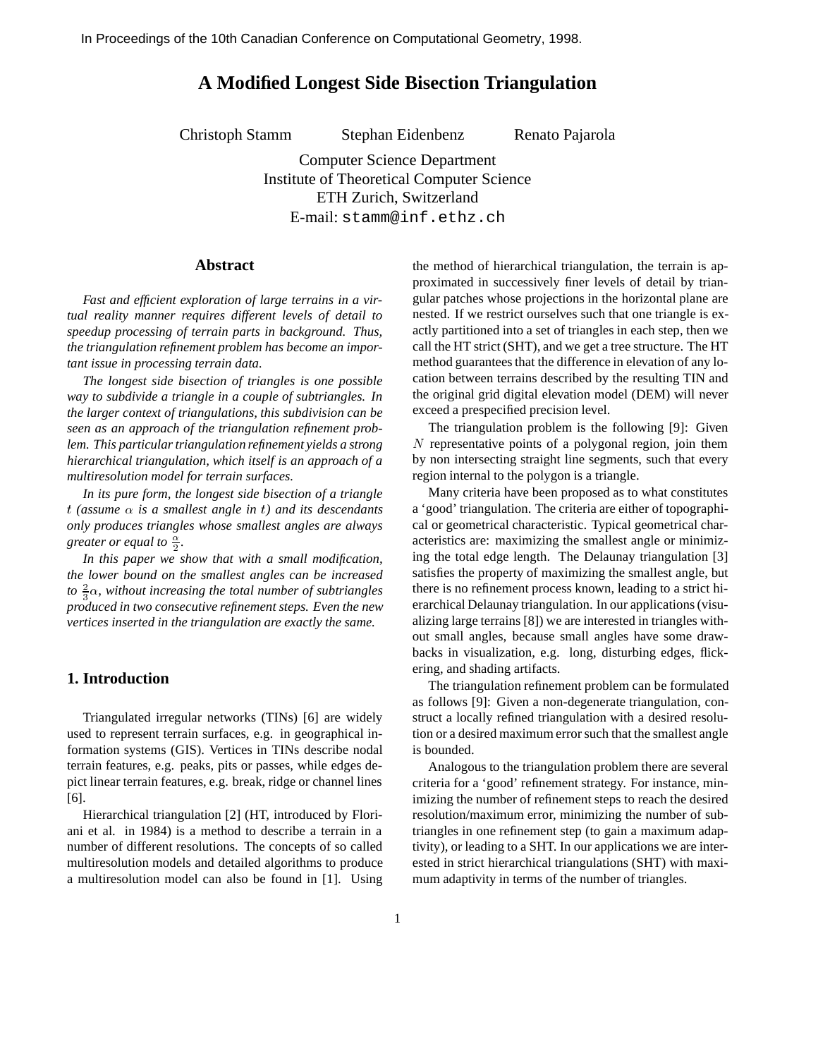In Proceedings of the 10th Canadian Conference on Computational Geometry, 1998.

# A Modified Longest Side Bisection Triangulation

Christoph Stamm  Stephan Eidenbenz  Renato Pajarola

Computer Science Department
Institute of Theoretical Computer Science
ETH Zurich, Switzerland
E-mail: stamm@inf.ethz.ch

## Abstract

*Fast and efficient exploration of large terrains in a virtual reality manner requires different levels of detail to speedup processing of terrain parts in background. Thus, the triangulation refinement problem has become an important issue in processing terrain data.*

*The longest side bisection of triangles is one possible way to subdivide a triangle in a couple of subtriangles. In the larger context of triangulations, this subdivision can be seen as an approach of the triangulation refinement problem. This particular triangulation refinement yields a strong hierarchical triangulation, which itself is an approach of a multiresolution model for terrain surfaces.*

*In its pure form, the longest side bisection of a triangle $t$ (assume $\alpha$ is a smallest angle in $t$) and its descendants only produces triangles whose smallest angles are always greater or equal to $\frac{\alpha}{2}$.*

*In this paper we show that with a small modification, the lower bound on the smallest angles can be increased to $\frac{2}{3}\alpha$, without increasing the total number of subtriangles produced in two consecutive refinement steps. Even the new vertices inserted in the triangulation are exactly the same.*

## 1. Introduction

Triangulated irregular networks (TINs) [6] are widely used to represent terrain surfaces, e.g. in geographical information systems (GIS). Vertices in TINs describe nodal terrain features, e.g. peaks, pits or passes, while edges depict linear terrain features, e.g. break, ridge or channel lines [6].

Hierarchical triangulation [2] (HT, introduced by Floriani et al. in 1984) is a method to describe a terrain in a number of different resolutions. The concepts of so called multiresolution models and detailed algorithms to produce a multiresolution model can also be found in [1]. Using the method of hierarchical triangulation, the terrain is approximated in successively finer levels of detail by triangular patches whose projections in the horizontal plane are nested. If we restrict ourselves such that one triangle is exactly partitioned into a set of triangles in each step, then we call the HT strict (SHT), and we get a tree structure. The HT method guarantees that the difference in elevation of any location between terrains described by the resulting TIN and the original grid digital elevation model (DEM) will never exceed a prespecified precision level.

The triangulation problem is the following [9]: Given $N$ representative points of a polygonal region, join them by non intersecting straight line segments, such that every region internal to the polygon is a triangle.

Many criteria have been proposed as to what constitutes a 'good' triangulation. The criteria are either of topographical or geometrical characteristic. Typical geometrical characteristics are: maximizing the smallest angle or minimizing the total edge length. The Delaunay triangulation [3] satisfies the property of maximizing the smallest angle, but there is no refinement process known, leading to a strict hierarchical Delaunay triangulation. In our applications (visualizing large terrains [8]) we are interested in triangles without small angles, because small angles have some drawbacks in visualization, e.g. long, disturbing edges, flickering, and shading artifacts.

The triangulation refinement problem can be formulated as follows [9]: Given a non-degenerate triangulation, construct a locally refined triangulation with a desired resolution or a desired maximum error such that the smallest angle is bounded.

Analogous to the triangulation problem there are several criteria for a 'good' refinement strategy. For instance, minimizing the number of refinement steps to reach the desired resolution/maximum error, minimizing the number of subtriangles in one refinement step (to gain a maximum adaptivity), or leading to a SHT. In our applications we are interested in strict hierarchical triangulations (SHT) with maximum adaptivity in terms of the number of triangles.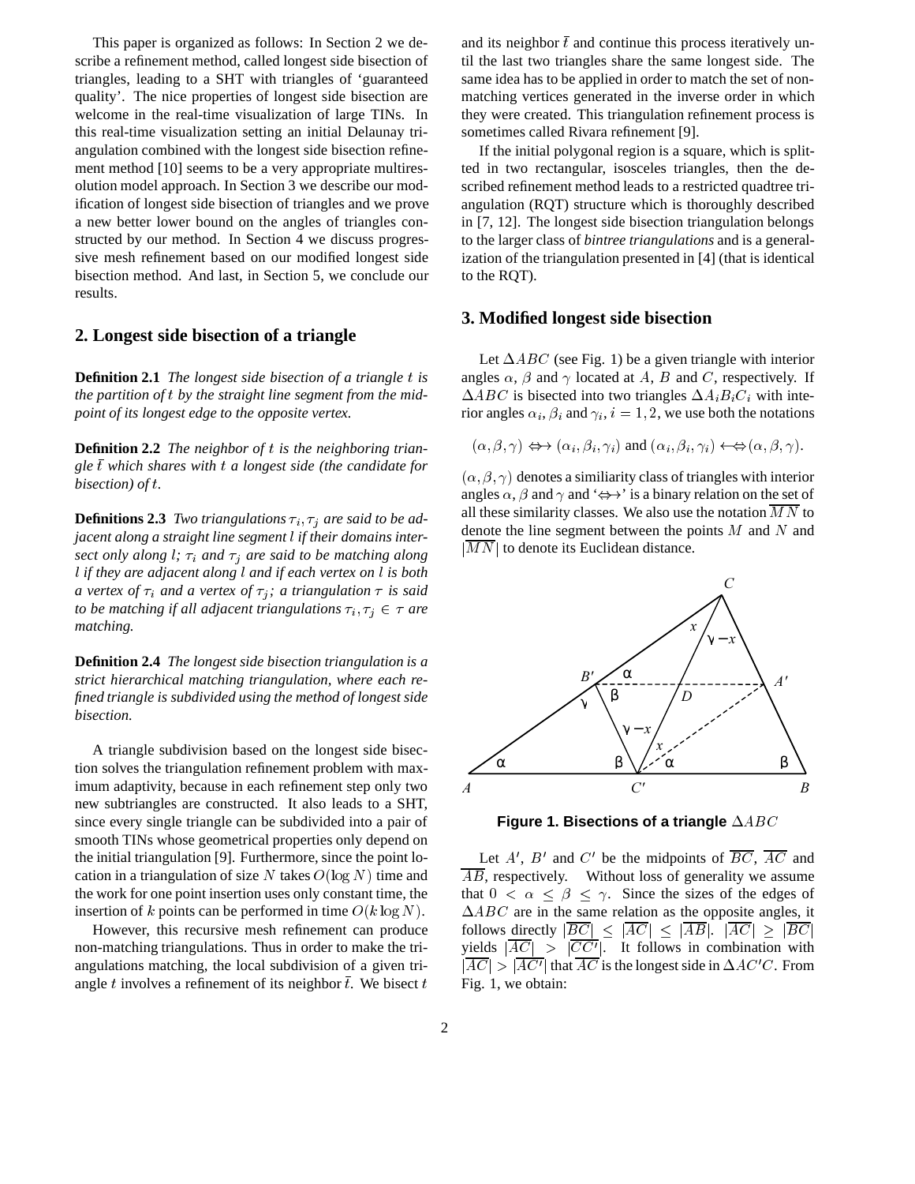This paper is organized as follows: In Section 2 we describe a refinement method, called longest side bisection of triangles, leading to a SHT with triangles of 'guaranteed quality'. The nice properties of longest side bisection are welcome in the real-time visualization of large TINs. In this real-time visualization setting an initial Delaunay triangulation combined with the longest side bisection refinement method [10] seems to be a very appropriate multiresolution model approach. In Section 3 we describe our modification of longest side bisection of triangles and we prove a new better lower bound on the angles of triangles constructed by our method. In Section 4 we discuss progressive mesh refinement based on our modified longest side bisection method. And last, in Section 5, we conclude our results.

## 2. Longest side bisection of a triangle

**Definition 2.1** *The longest side bisection of a triangle $t$ is the partition of $t$ by the straight line segment from the midpoint of its longest edge to the opposite vertex.*

**Definition 2.2** *The neighbor of $t$ is the neighboring triangle $\bar{t}$ which shares with $t$ a longest side (the candidate for bisection) of $t$.*

**Definitions 2.3** *Two triangulations $\tau_i, \tau_j$ are said to be adjacent along a straight line segment $l$ if their domains intersect only along $l$; $\tau_i$ and $\tau_j$ are said to be matching along $l$ if they are adjacent along $l$ and if each vertex on $l$ is both a vertex of $\tau_i$ and a vertex of $\tau_j$; a triangulation $\tau$ is said to be matching if all adjacent triangulations $\tau_i, \tau_j \in \tau$ are matching.*

**Definition 2.4** *The longest side bisection triangulation is a strict hierarchical matching triangulation, where each refined triangle is subdivided using the method of longest side bisection.*

A triangle subdivision based on the longest side bisection solves the triangulation refinement problem with maximum adaptivity, because in each refinement step only two new subtriangles are constructed. It also leads to a SHT, since every single triangle can be subdivided into a pair of smooth TINs whose geometrical properties only depend on the initial triangulation [9]. Furthermore, since the point location in a triangulation of size $N$ takes $O(\log N)$ time and the work for one point insertion uses only constant time, the insertion of $k$ points can be performed in time $O(k \log N)$.

However, this recursive mesh refinement can produce non-matching triangulations. Thus in order to make the triangulations matching, the local subdivision of a given triangle $t$ involves a refinement of its neighbor $\bar{t}$. We bisect $t$ and its neighbor $\bar{t}$ and continue this process iteratively until the last two triangles share the same longest side. The same idea has to be applied in order to match the set of non-matching vertices generated in the inverse order in which they were created. This triangulation refinement process is sometimes called Rivara refinement [9].

If the initial polygonal region is a square, which is splitted in two rectangular, isosceles triangles, then the described refinement method leads to a restricted quadtree triangulation (RQT) structure which is thoroughly described in [7, 12]. The longest side bisection triangulation belongs to the larger class of *bintree triangulations* and is a generalization of the triangulation presented in [4] (that is identical to the RQT).

## 3. Modified longest side bisection

Let $\Delta ABC$ (see Fig. 1) be a given triangle with interior angles $\alpha$, $\beta$ and $\gamma$ located at $A$, $B$ and $C$, respectively. If $\Delta ABC$ is bisected into two triangles $\Delta A_iB_iC_i$ with interior angles $\alpha_i, \beta_i$ and $\gamma_i, i = 1, 2$, we use both the notations

$$(\alpha, \beta, \gamma) \leftrightarrow\!\!\!\!\rightarrow (\alpha_i, \beta_i, \gamma_i) \text{ and } (\alpha_i, \beta_i, \gamma_i) \leftarrow\!\!\!\!\leftrightarrow (\alpha, \beta, \gamma).$$

$(\alpha, \beta, \gamma)$ denotes a similiarity class of triangles with interior angles $\alpha, \beta$ and $\gamma$ and '$\leftrightarrow\!\!\!\!\rightarrow$' is a binary relation on the set of all these similarity classes. We also use the notation $\overline{MN}$ to denote the line segment between the points $M$ and $N$ and $|\overline{MN}|$ to denote its Euclidean distance.

**Figure 1. Bisections of a triangle $\Delta ABC$**

Let $A'$, $B'$ and $C'$ be the midpoints of $\overline{BC}$, $\overline{AC}$ and $\overline{AB}$, respectively. Without loss of generality we assume that $0 < \alpha \leq \beta \leq \gamma$. Since the sizes of the edges of $\Delta ABC$ are in the same relation as the opposite angles, it follows directly $|\overline{BC}| \leq |\overline{AC}| \leq |\overline{AB}|$. $|\overline{AC}| \geq |\overline{BC}|$ yields $|\overline{AC}| > |\overline{CC'}|$. It follows in combination with $|\overline{AC}| > |\overline{AC'}|$ that $\overline{AC}$ is the longest side in $\Delta AC'C$. From Fig. 1, we obtain: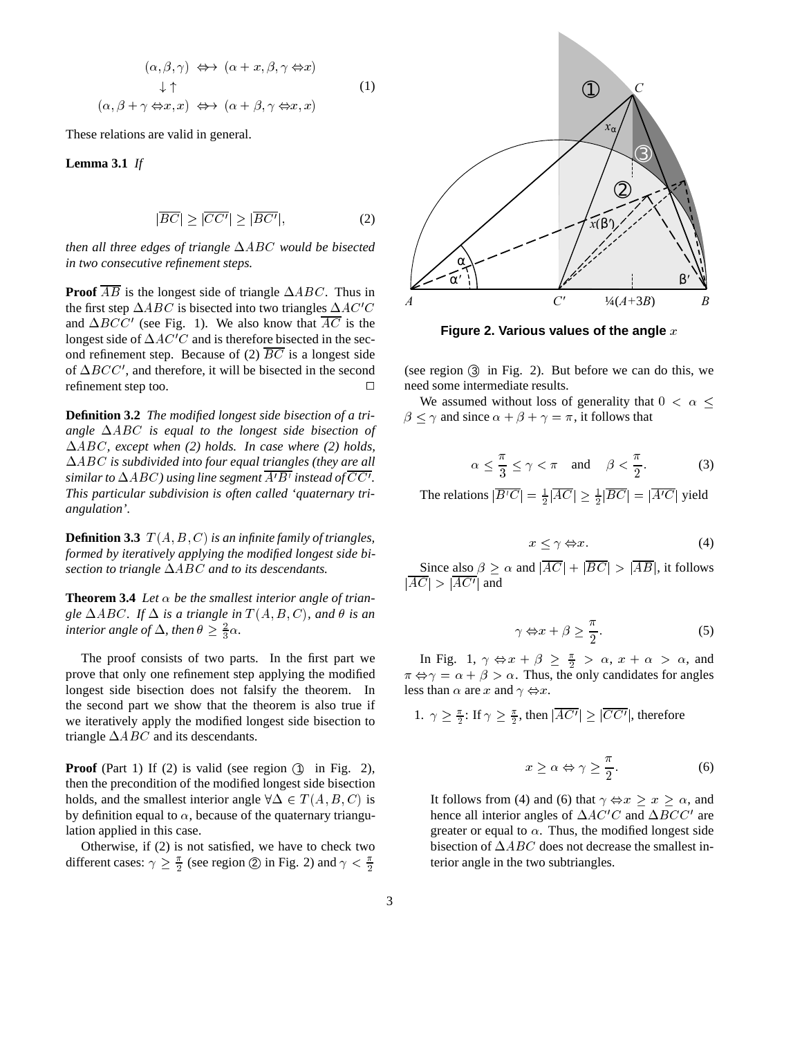$$\begin{array}{ccc} (\alpha,\beta,\gamma) & \leftrightarrow & (\alpha+x,\beta,\gamma-x) \\ \downarrow\uparrow & & \\ (\alpha,\beta+\gamma-x,x) & \leftrightarrow & (\alpha+\beta,\gamma-x,x) \end{array} \tag{1}$$

These relations are valid in general.

**Lemma 3.1** *If*

$$|\overline{BC}| \geq |\overline{CC'}| \geq |\overline{BC'}|, \tag{2}$$

*then all three edges of triangle $\Delta ABC$ would be bisected in two consecutive refinement steps.*

**Proof** $\overline{AB}$ is the longest side of triangle $\Delta ABC$. Thus in the first step $\Delta ABC$ is bisected into two triangles $\Delta AC'C$ and $\Delta BCC'$ (see Fig. 1). We also know that $\overline{AC}$ is the longest side of $\Delta AC'C$ and is therefore bisected in the second refinement step. Because of (2) $\overline{BC}$ is a longest side of $\Delta BCC'$, and therefore, it will be bisected in the second refinement step too. □

**Definition 3.2** *The modified longest side bisection of a triangle $\Delta ABC$ is equal to the longest side bisection of $\Delta ABC$, except when (2) holds. In case where (2) holds, $\Delta ABC$ is subdivided into four equal triangles (they are all similar to $\Delta ABC$) using line segment $\overline{A'B'}$ instead of $\overline{CC'}$. This particular subdivision is often called 'quaternary triangulation'.*

**Definition 3.3** *$T(A,B,C)$ is an infinite family of triangles, formed by iteratively applying the modified longest side bisection to triangle $\Delta ABC$ and to its descendants.*

**Theorem 3.4** *Let $\alpha$ be the smallest interior angle of triangle $\Delta ABC$. If $\Delta$ is a triangle in $T(A,B,C)$, and $\theta$ is an interior angle of $\Delta$, then $\theta \geq \frac{2}{3}\alpha$.*

The proof consists of two parts. In the first part we prove that only one refinement step applying the modified longest side bisection does not falsify the theorem. In the second part we show that the theorem is also true if we iteratively apply the modified longest side bisection to triangle $\Delta ABC$ and its descendants.

**Proof** (Part 1) If (2) is valid (see region ① in Fig. 2), then the precondition of the modified longest side bisection holds, and the smallest interior angle $\forall\Delta \in T(A,B,C)$ is by definition equal to $\alpha$, because of the quaternary triangulation applied in this case.

Otherwise, if (2) is not satisfied, we have to check two different cases: $\gamma \geq \frac{\pi}{2}$ (see region ② in Fig. 2) and $\gamma < \frac{\pi}{2}$ (see region ③ in Fig. 2). But before we can do this, we need some intermediate results.

**Figure 2. Various values of the angle $x$**

We assumed without loss of generality that $0 < \alpha \leq \beta \leq \gamma$ and since $\alpha + \beta + \gamma = \pi$, it follows that

$$\alpha \leq \frac{\pi}{3} \leq \gamma < \pi \quad \text{and} \quad \beta < \frac{\pi}{2}. \tag{3}$$

The relations $|\overline{B'C}| = \frac{1}{2}|\overline{AC}| \geq \frac{1}{2}|\overline{BC}| = |\overline{A'C}|$ yield

$$x \leq \gamma - x. \tag{4}$$

Since also $\beta \geq \alpha$ and $|\overline{AC}| + |\overline{BC}| > |\overline{AB}|$, it follows $|\overline{AC}| > |\overline{AC'}|$ and

$$\gamma - x + \beta \geq \frac{\pi}{2}. \tag{5}$$

In Fig. 1, $\gamma - x + \beta \geq \frac{\pi}{2} > \alpha$, $x + \alpha > \alpha$, and $\pi - \gamma = \alpha + \beta > \alpha$. Thus, the only candidates for angles less than $\alpha$ are $x$ and $\gamma - x$.

1. $\gamma \geq \frac{\pi}{2}$: If $\gamma \geq \frac{\pi}{2}$, then $|\overline{AC'}| \geq |\overline{CC'}|$, therefore

$$x \geq \alpha \Leftrightarrow \gamma \geq \frac{\pi}{2}. \tag{6}$$

It follows from (4) and (6) that $\gamma - x \geq x \geq \alpha$, and hence all interior angles of $\Delta AC'C$ and $\Delta BCC'$ are greater or equal to $\alpha$. Thus, the modified longest side bisection of $\Delta ABC$ does not decrease the smallest interior angle in the two subtriangles.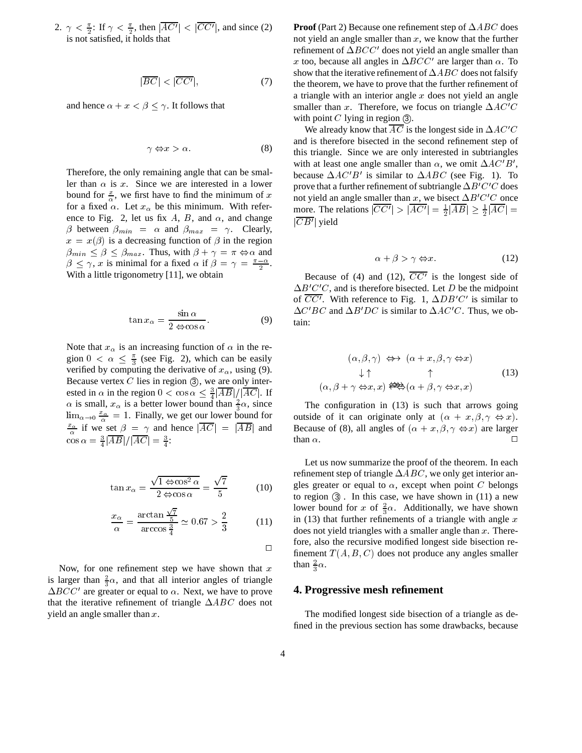2. $\gamma < \frac{\pi}{2}$: If $\gamma < \frac{\pi}{2}$, then $|\overline{AC'}| < |\overline{CC'}|$, and since (2) is not satisfied, it holds that

$$|\overline{BC}| < |\overline{CC'}|, \tag{7}$$

and hence $\alpha + x < \beta \leq \gamma$. It follows that

$$\gamma - x > \alpha. \tag{8}$$

Therefore, the only remaining angle that can be smaller than $\alpha$ is $x$. Since we are interested in a lower bound for $\frac{x}{\alpha}$, we first have to find the minimum of $x$ for a fixed $\alpha$. Let $x_\alpha$ be this minimum. With reference to Fig. 2, let us fix $A$, $B$, and $\alpha$, and change $\beta$ between $\beta_{min} = \alpha$ and $\beta_{max} = \gamma$. Clearly, $x = x(\beta)$ is a decreasing function of $\beta$ in the region $\beta_{min} \leq \beta \leq \beta_{max}$. Thus, with $\beta + \gamma = \pi - \alpha$ and $\beta \leq \gamma$, $x$ is minimal for a fixed $\alpha$ if $\beta = \gamma = \frac{\pi - \alpha}{2}$. With a little trigonometry [11], we obtain

$$\tan x_\alpha = \frac{\sin \alpha}{2 - \cos \alpha}. \tag{9}$$

Note that $x_\alpha$ is an increasing function of $\alpha$ in the region $0 < \alpha \leq \frac{\pi}{3}$ (see Fig. 2), which can be easily verified by computing the derivative of $x_\alpha$, using (9). Because vertex $C$ lies in region ③, we are only interested in $\alpha$ in the region $0 < \cos \alpha \leq \frac{3}{4}|\overline{AB}|/|\overline{AC}|$. If $\alpha$ is small, $x_\alpha$ is a better lower bound than $\frac{2}{3}\alpha$, since $\lim_{\alpha \to 0} \frac{x_\alpha}{\alpha} = 1$. Finally, we get our lower bound for $\frac{x_\alpha}{\alpha}$ if we set $\beta = \gamma$ and hence $|\overline{AC}| = |\overline{AB}|$ and $\cos \alpha = \frac{3}{4}|\overline{AB}|/|\overline{AC}| = \frac{3}{4}$:

$$\tan x_\alpha = \frac{\sqrt{1 - \cos^2 \alpha}}{2 - \cos \alpha} = \frac{\sqrt{7}}{5} \tag{10}$$

$$\frac{x_\alpha}{\alpha} = \frac{\arctan \frac{\sqrt{7}}{5}}{\arccos \frac{3}{4}} \simeq 0.67 > \frac{2}{3} \tag{11}$$

□

Now, for one refinement step we have shown that $x$ is larger than $\frac{2}{3}\alpha$, and that all interior angles of triangle $\Delta BCC'$ are greater or equal to $\alpha$. Next, we have to prove that the iterative refinement of triangle $\Delta ABC$ does not yield an angle smaller than $x$.

**Proof** (Part 2) Because one refinement step of $\Delta ABC$ does not yield an angle smaller than $x$, we know that the further refinement of $\Delta BCC'$ does not yield an angle smaller than $x$ too, because all angles in $\Delta BCC'$ are larger than $\alpha$. To show that the iterative refinement of $\Delta ABC$ does not falsify the theorem, we have to prove that the further refinement of a triangle with an interior angle $x$ does not yield an angle smaller than $x$. Therefore, we focus on triangle $\Delta AC'C$ with point $C$ lying in region ③.

We already know that $\overline{AC}$ is the longest side in $\Delta AC'C$ and is therefore bisected in the second refinement step of this triangle. Since we are only interested in subtriangles with at least one angle smaller than $\alpha$, we omit $\Delta AC'B'$, because $\Delta AC'B'$ is similar to $\Delta ABC$ (see Fig. 1). To prove that a further refinement of subtriangle $\Delta B'C'C$ does not yield an angle smaller than $x$, we bisect $\Delta B'C'C$ once more. The relations $|\overline{CC'}| > |\overline{AC'}| = \frac{1}{2}|\overline{AB}| \geq \frac{1}{2}|\overline{AC}| = |\overline{CB'}|$ yield

$$\alpha + \beta > \gamma - x. \tag{12}$$

Because of (4) and (12), $\overline{CC'}$ is the longest side of $\Delta B'C'C$, and is therefore bisected. Let $D$ be the midpoint of $\overline{CC'}$. With reference to Fig. 1, $\Delta DB'C'$ is similar to $\Delta C'BC$ and $\Delta B'DC$ is similar to $\Delta AC'C$. Thus, we obtain:

$$\begin{array}{ccc} (\alpha,\beta,\gamma) & \longrightarrow & (\alpha+x,\beta,\gamma-x) \\ \downarrow\uparrow & & \uparrow \\ (\alpha,\beta+\gamma-x,x) & \longleftrightarrow & (\alpha+\beta,\gamma-x,x) \end{array} \tag{13}$$

The configuration in (13) is such that arrows going outside of it can originate only at $(\alpha + x, \beta, \gamma - x)$. Because of (8), all angles of $(\alpha + x, \beta, \gamma - x)$ are larger than $\alpha$. □

Let us now summarize the proof of the theorem. In each refinement step of triangle $\Delta ABC$, we only get interior angles greater or equal to $\alpha$, except when point $C$ belongs to region ③. In this case, we have shown in (11) a new lower bound for $x$ of $\frac{2}{3}\alpha$. Additionally, we have shown in (13) that further refinements of a triangle with angle $x$ does not yield triangles with a smaller angle than $x$. Therefore, also the recursive modified longest side bisection refinement $T(A, B, C)$ does not produce any angles smaller than $\frac{2}{3}\alpha$.

## 4. Progressive mesh refinement

The modified longest side bisection of a triangle as defined in the previous section has some drawbacks, because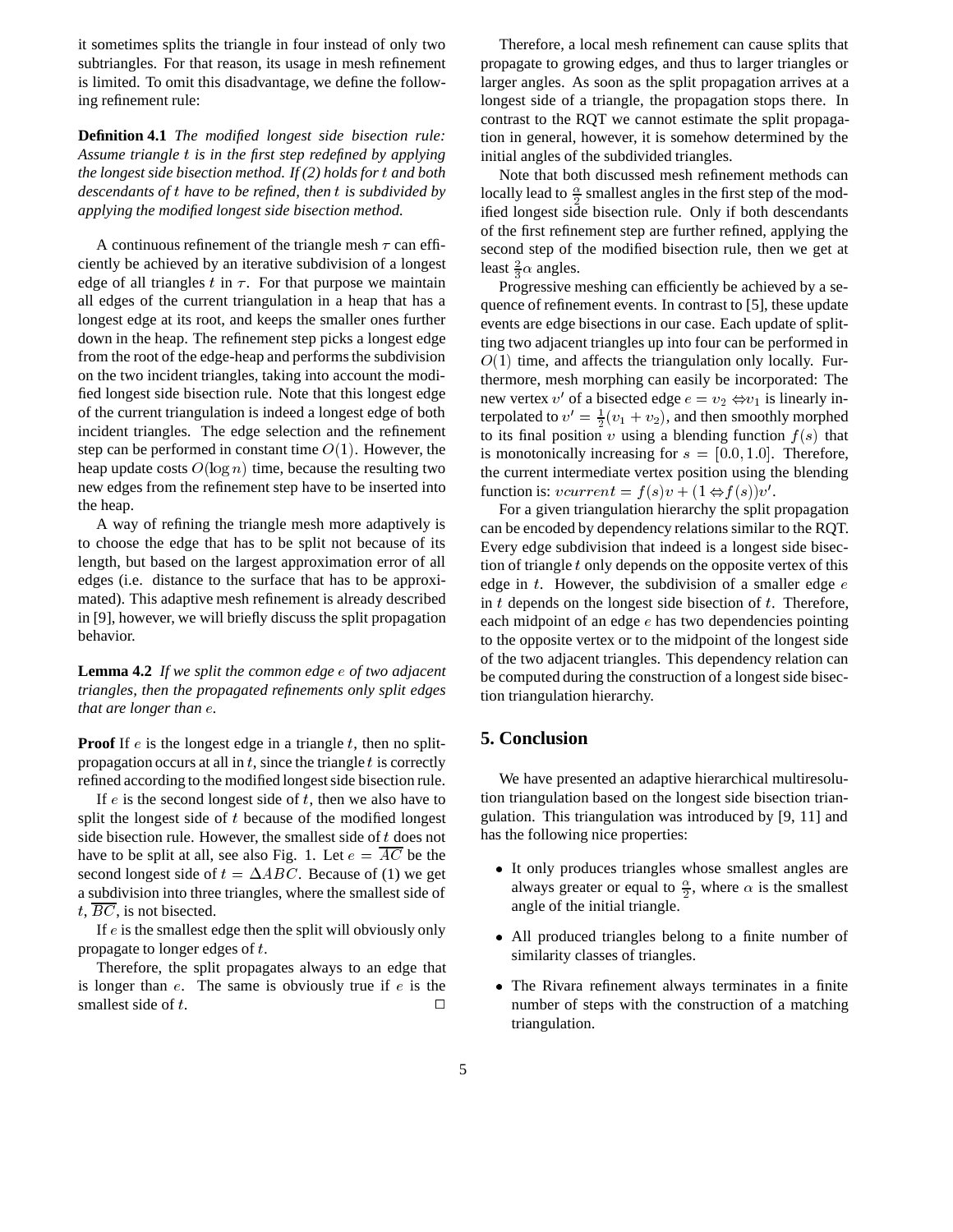it sometimes splits the triangle in four instead of only two subtriangles. For that reason, its usage in mesh refinement is limited. To omit this disadvantage, we define the following refinement rule:

**Definition 4.1** *The modified longest side bisection rule: Assume triangle $t$ is in the first step redefined by applying the longest side bisection method. If (2) holds for $t$ and both descendants of $t$ have to be refined, then $t$ is subdivided by applying the modified longest side bisection method.*

A continuous refinement of the triangle mesh $\tau$ can efficiently be achieved by an iterative subdivision of a longest edge of all triangles $t$ in $\tau$. For that purpose we maintain all edges of the current triangulation in a heap that has a longest edge at its root, and keeps the smaller ones further down in the heap. The refinement step picks a longest edge from the root of the edge-heap and performs the subdivision on the two incident triangles, taking into account the modified longest side bisection rule. Note that this longest edge of the current triangulation is indeed a longest edge of both incident triangles. The edge selection and the refinement step can be performed in constant time $O(1)$. However, the heap update costs $O(\log n)$ time, because the resulting two new edges from the refinement step have to be inserted into the heap.

A way of refining the triangle mesh more adaptively is to choose the edge that has to be split not because of its length, but based on the largest approximation error of all edges (i.e. distance to the surface that has to be approximated). This adaptive mesh refinement is already described in [9], however, we will briefly discuss the split propagation behavior.

**Lemma 4.2** *If we split the common edge $e$ of two adjacent triangles, then the propagated refinements only split edges that are longer than $e$.*

**Proof** If $e$ is the longest edge in a triangle $t$, then no split-propagation occurs at all in $t$, since the triangle $t$ is correctly refined according to the modified longest side bisection rule.

If $e$ is the second longest side of $t$, then we also have to split the longest side of $t$ because of the modified longest side bisection rule. However, the smallest side of $t$ does not have to be split at all, see also Fig. 1. Let $e = \overline{AC}$ be the second longest side of $t = \Delta ABC$. Because of (1) we get a subdivision into three triangles, where the smallest side of $t$, $\overline{BC}$, is not bisected.

If $e$ is the smallest edge then the split will obviously only propagate to longer edges of $t$.

Therefore, the split propagates always to an edge that is longer than $e$. The same is obviously true if $e$ is the smallest side of $t$. □

Therefore, a local mesh refinement can cause splits that propagate to growing edges, and thus to larger triangles or larger angles. As soon as the split propagation arrives at a longest side of a triangle, the propagation stops there. In contrast to the RQT we cannot estimate the split propagation in general, however, it is somehow determined by the initial angles of the subdivided triangles.

Note that both discussed mesh refinement methods can locally lead to $\frac{\alpha}{2}$ smallest angles in the first step of the modified longest side bisection rule. Only if both descendants of the first refinement step are further refined, applying the second step of the modified bisection rule, then we get at least $\frac{2}{3}\alpha$ angles.

Progressive meshing can efficiently be achieved by a sequence of refinement events. In contrast to [5], these update events are edge bisections in our case. Each update of splitting two adjacent triangles up into four can be performed in $O(1)$ time, and affects the triangulation only locally. Furthermore, mesh morphing can easily be incorporated: The new vertex $v'$ of a bisected edge $e = v_2 - v_1$ is linearly interpolated to $v' = \frac{1}{2}(v_1 + v_2)$, and then smoothly morphed to its final position $v$ using a blending function $f(s)$ that is monotonically increasing for $s = [0.0, 1.0]$. Therefore, the current intermediate vertex position using the blending function is: $vcurrent = f(s)v + (1 - f(s))v'$.

For a given triangulation hierarchy the split propagation can be encoded by dependency relations similar to the RQT. Every edge subdivision that indeed is a longest side bisection of triangle $t$ only depends on the opposite vertex of this edge in $t$. However, the subdivision of a smaller edge $e$ in $t$ depends on the longest side bisection of $t$. Therefore, each midpoint of an edge $e$ has two dependencies pointing to the opposite vertex or to the midpoint of the longest side of the two adjacent triangles. This dependency relation can be computed during the construction of a longest side bisection triangulation hierarchy.

## 5. Conclusion

We have presented an adaptive hierarchical multiresolution triangulation based on the longest side bisection triangulation. This triangulation was introduced by [9, 11] and has the following nice properties:

- It only produces triangles whose smallest angles are always greater or equal to $\frac{\alpha}{2}$, where $\alpha$ is the smallest angle of the initial triangle.
- All produced triangles belong to a finite number of similarity classes of triangles.
- The Rivara refinement always terminates in a finite number of steps with the construction of a matching triangulation.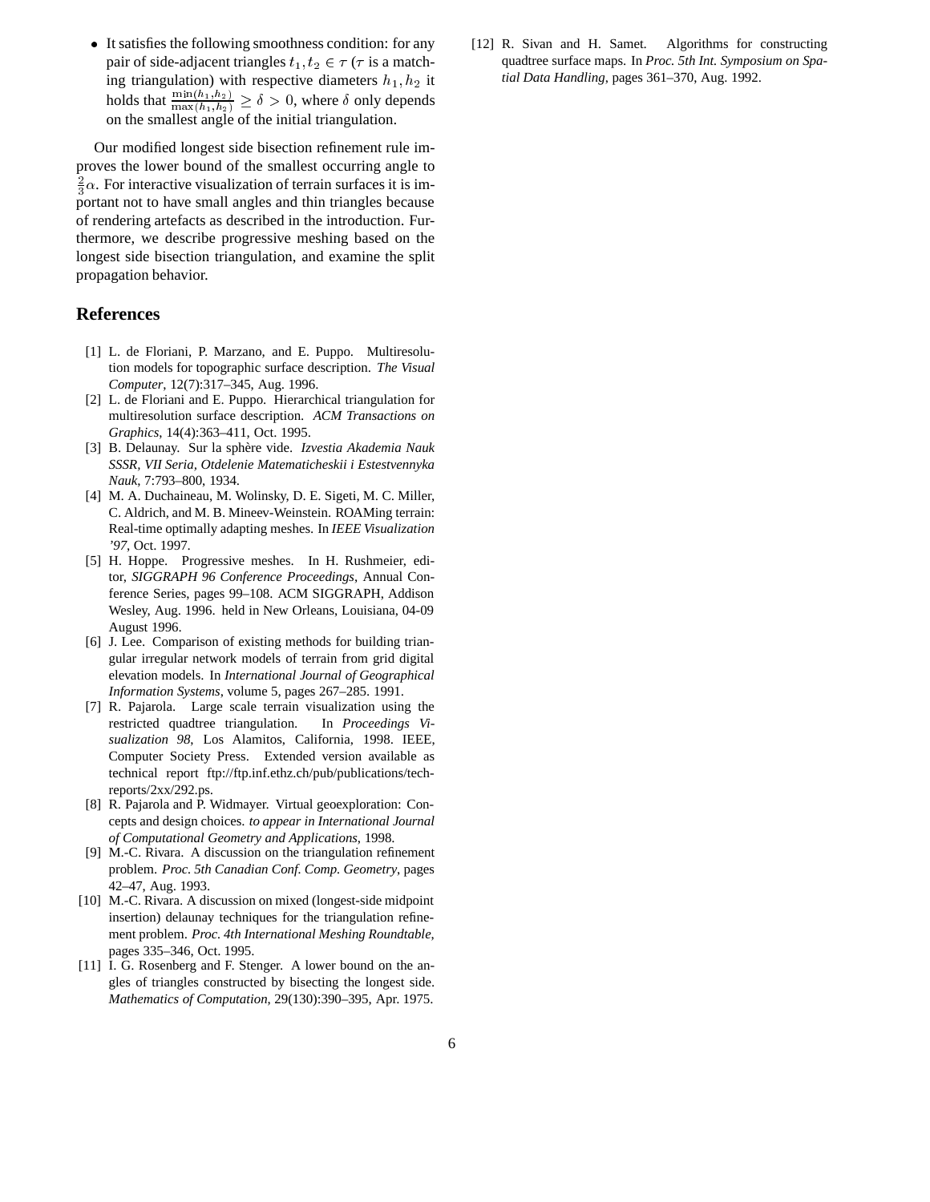- It satisfies the following smoothness condition: for any pair of side-adjacent triangles $t_1, t_2 \in \tau$ ($\tau$ is a matching triangulation) with respective diameters $h_1, h_2$ it holds that $\frac{\min(h_1,h_2)}{\max(h_1,h_2)} \geq \delta > 0$, where $\delta$ only depends on the smallest angle of the initial triangulation.

Our modified longest side bisection refinement rule improves the lower bound of the smallest occurring angle to $\frac{2}{3}\alpha$. For interactive visualization of terrain surfaces it is important not to have small angles and thin triangles because of rendering artefacts as described in the introduction. Furthermore, we describe progressive meshing based on the longest side bisection triangulation, and examine the split propagation behavior.

## References

[1] L. de Floriani, P. Marzano, and E. Puppo. Multiresolution models for topographic surface description. *The Visual Computer*, 12(7):317–345, Aug. 1996.

[2] L. de Floriani and E. Puppo. Hierarchical triangulation for multiresolution surface description. *ACM Transactions on Graphics*, 14(4):363–411, Oct. 1995.

[3] B. Delaunay. Sur la sphère vide. *Izvestia Akademia Nauk SSSR, VII Seria, Otdelenie Matematicheskii i Estestvennyka Nauk*, 7:793–800, 1934.

[4] M. A. Duchaineau, M. Wolinsky, D. E. Sigeti, M. C. Miller, C. Aldrich, and M. B. Mineev-Weinstein. ROAMing terrain: Real-time optimally adapting meshes. In *IEEE Visualization '97*, Oct. 1997.

[5] H. Hoppe. Progressive meshes. In H. Rushmeier, editor, *SIGGRAPH 96 Conference Proceedings*, Annual Conference Series, pages 99–108. ACM SIGGRAPH, Addison Wesley, Aug. 1996. held in New Orleans, Louisiana, 04-09 August 1996.

[6] J. Lee. Comparison of existing methods for building triangular irregular network models of terrain from grid digital elevation models. In *International Journal of Geographical Information Systems*, volume 5, pages 267–285. 1991.

[7] R. Pajarola. Large scale terrain visualization using the restricted quadtree triangulation. In *Proceedings Visualization 98*, Los Alamitos, California, 1998. IEEE, Computer Society Press. Extended version available as technical report ftp://ftp.inf.ethz.ch/pub/publications/tech-reports/2xx/292.ps.

[8] R. Pajarola and P. Widmayer. Virtual geoexploration: Concepts and design choices. *to appear in International Journal of Computational Geometry and Applications*, 1998.

[9] M.-C. Rivara. A discussion on the triangulation refinement problem. *Proc. 5th Canadian Conf. Comp. Geometry*, pages 42–47, Aug. 1993.

[10] M.-C. Rivara. A discussion on mixed (longest-side midpoint insertion) delaunay techniques for the triangulation refinement problem. *Proc. 4th International Meshing Roundtable*, pages 335–346, Oct. 1995.

[11] I. G. Rosenberg and F. Stenger. A lower bound on the angles of triangles constructed by bisecting the longest side. *Mathematics of Computation*, 29(130):390–395, Apr. 1975.

[12] R. Sivan and H. Samet. Algorithms for constructing quadtree surface maps. In *Proc. 5th Int. Symposium on Spatial Data Handling*, pages 361–370, Aug. 1992.